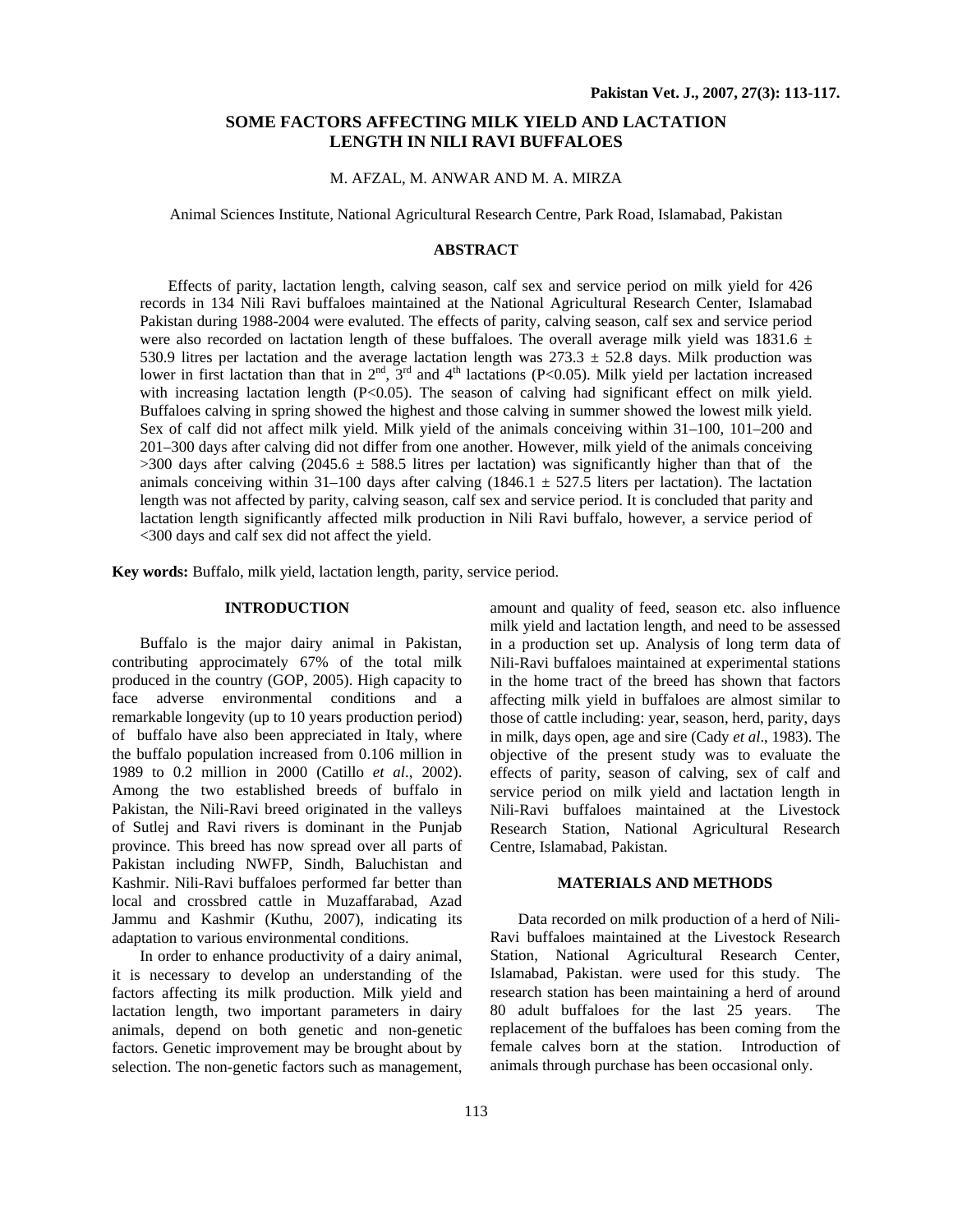# SOME FACTORS AFFECTING MILK YIELD AND LACTATION LENGTH IN NILI RAVI BUFFALOES

M. AFZAL, M. ANWAR AND M. A. MIRZA

Animal Sciences Institute, National Agricultural Research Centre, Park Road, Islamabad, Pakistan

## ABSTRACT

Effects of parity, lactation length, calving season, calf sex and service period on milk yield for 426 records in 134 Nili Ravi buffaloes maintained at the National Agricultural Research Center, Islamabad Pakistan during 1988-2004 were evaluted. The effects of parity, calving season, calf sex and service period were also recorded on lactation length of these buffaloes. The overall average milk yield was 1831.6 ± 530.9 litres per lactation and the average lactation length was 273.3 ± 52.8 days. Milk production was lower in first lactation than that in 2nd, 3rd and 4th lactations (P<0.05). Milk yield per lactation increased with increasing lactation length (P<0.05). The season of calving had significant effect on milk yield. Buffaloes calving in spring showed the highest and those calving in summer showed the lowest milk yield. Sex of calf did not affect milk yield. Milk yield of the animals conceiving within 31–100, 101–200 and 201–300 days after calving did not differ from one another. However, milk yield of the animals conceiving >300 days after calving (2045.6 ± 588.5 litres per lactation) was significantly higher than that of the animals conceiving within 31–100 days after calving (1846.1 ± 527.5 liters per lactation). The lactation length was not affected by parity, calving season, calf sex and service period. It is concluded that parity and lactation length significantly affected milk production in Nili Ravi buffalo, however, a service period of <300 days and calf sex did not affect the yield.

**Key words:** Buffalo, milk yield, lactation length, parity, service period.

## INTRODUCTION

Buffalo is the major dairy animal in Pakistan, contributing approximately 67% of the total milk produced in the country (GOP, 2005). High capacity to face adverse environmental conditions and a remarkable longevity (up to 10 years production period) of buffalo have also been appreciated in Italy, where the buffalo population increased from 0.106 million in 1989 to 0.2 million in 2000 (Catillo *et al*., 2002). Among the two established breeds of buffalo in Pakistan, the Nili-Ravi breed originated in the valleys of Sutlej and Ravi rivers is dominant in the Punjab province. This breed has now spread over all parts of Pakistan including NWFP, Sindh, Baluchistan and Kashmir. Nili-Ravi buffaloes performed far better than local and crossbred cattle in Muzaffarabad, Azad Jammu and Kashmir (Kuthu, 2007), indicating its adaptation to various environmental conditions.

In order to enhance productivity of a dairy animal, it is necessary to develop an understanding of the factors affecting its milk production. Milk yield and lactation length, two important parameters in dairy animals, depend on both genetic and non-genetic factors. Genetic improvement may be brought about by selection. The non-genetic factors such as management, amount and quality of feed, season etc. also influence milk yield and lactation length, and need to be assessed in a production set up. Analysis of long term data of Nili-Ravi buffaloes maintained at experimental stations in the home tract of the breed has shown that factors affecting milk yield in buffaloes are almost similar to those of cattle including: year, season, herd, parity, days in milk, days open, age and sire (Cady *et al*., 1983). The objective of the present study was to evaluate the effects of parity, season of calving, sex of calf and service period on milk yield and lactation length in Nili-Ravi buffaloes maintained at the Livestock Research Station, National Agricultural Research Centre, Islamabad, Pakistan.

## MATERIALS AND METHODS

Data recorded on milk production of a herd of Nili-Ravi buffaloes maintained at the Livestock Research Station, National Agricultural Research Center, Islamabad, Pakistan. were used for this study. The research station has been maintaining a herd of around 80 adult buffaloes for the last 25 years. The replacement of the buffaloes has been coming from the female calves born at the station. Introduction of animals through purchase has been occasional only.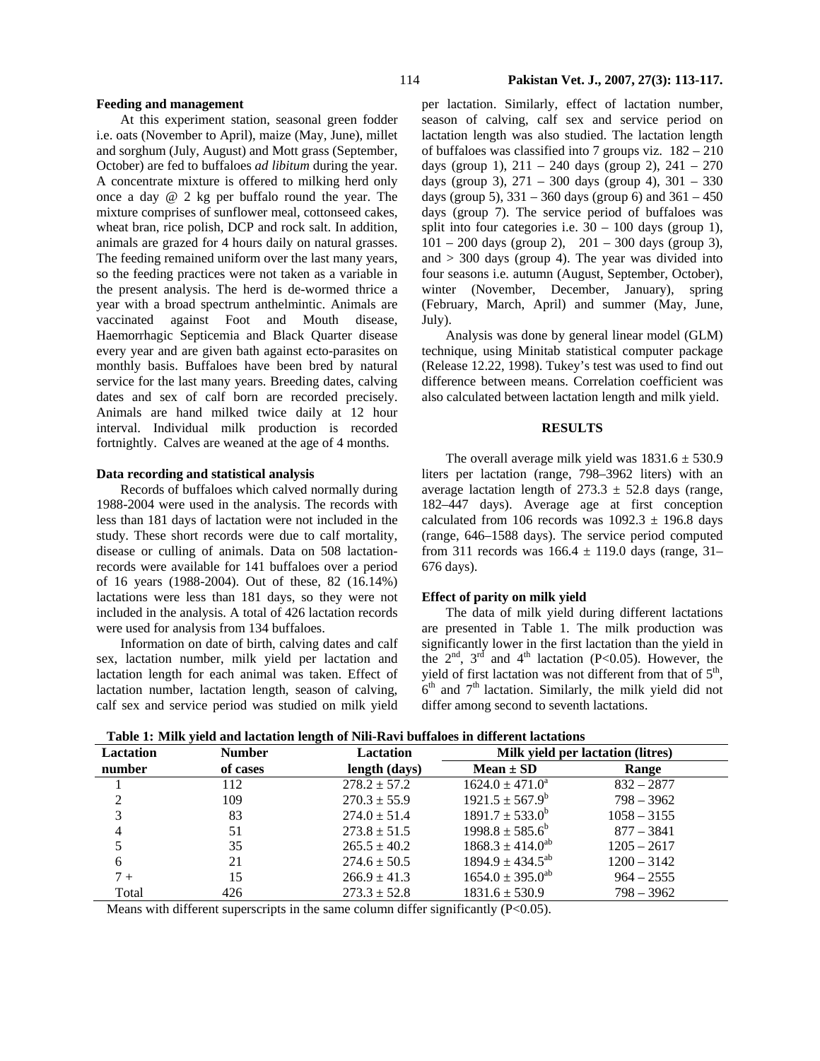### Feeding and management

At this experiment station, seasonal green fodder i.e. oats (November to April), maize (May, June), millet and sorghum (July, August) and Mott grass (September, October) are fed to buffaloes *ad libitum* during the year. A concentrate mixture is offered to milking herd only once a day @ 2 kg per buffalo round the year. The mixture comprises of sunflower meal, cottonseed cakes, wheat bran, rice polish, DCP and rock salt. In addition, animals are grazed for 4 hours daily on natural grasses. The feeding remained uniform over the last many years, so the feeding practices were not taken as a variable in the present analysis. The herd is de-wormed thrice a year with a broad spectrum anthelmintic. Animals are vaccinated against Foot and Mouth disease, Haemorrhagic Septicemia and Black Quarter disease every year and are given bath against ecto-parasites on monthly basis. Buffaloes have been bred by natural service for the last many years. Breeding dates, calving dates and sex of calf born are recorded precisely. Animals are hand milked twice daily at 12 hour interval. Individual milk production is recorded fortnightly. Calves are weaned at the age of 4 months.

### Data recording and statistical analysis

Records of buffaloes which calved normally during 1988-2004 were used in the analysis. The records with less than 181 days of lactation were not included in the study. These short records were due to calf mortality, disease or culling of animals. Data on 508 lactation-records were available for 141 buffaloes over a period of 16 years (1988-2004). Out of these, 82 (16.14%) lactations were less than 181 days, so they were not included in the analysis. A total of 426 lactation records were used for analysis from 134 buffaloes.

Information on date of birth, calving dates and calf sex, lactation number, milk yield per lactation and lactation length for each animal was taken. Effect of lactation number, lactation length, season of calving, calf sex and service period was studied on milk yield per lactation. Similarly, effect of lactation number, season of calving, calf sex and service period on lactation length was also studied. The lactation length of buffaloes was classified into 7 groups viz. 182 – 210 days (group 1), 211 – 240 days (group 2), 241 – 270 days (group 3), 271 – 300 days (group 4), 301 – 330 days (group 5), 331 – 360 days (group 6) and 361 – 450 days (group 7). The service period of buffaloes was split into four categories i.e. 30 – 100 days (group 1), 101 – 200 days (group 2), 201 – 300 days (group 3), and > 300 days (group 4). The year was divided into four seasons i.e. autumn (August, September, October), winter (November, December, January), spring (February, March, April) and summer (May, June, July).

Analysis was done by general linear model (GLM) technique, using Minitab statistical computer package (Release 12.22, 1998). Tukey's test was used to find out difference between means. Correlation coefficient was also calculated between lactation length and milk yield.

## RESULTS

The overall average milk yield was 1831.6 ± 530.9 liters per lactation (range, 798–3962 liters) with an average lactation length of 273.3 ± 52.8 days (range, 182–447 days). Average age at first conception calculated from 106 records was 1092.3 ± 196.8 days (range, 646–1588 days). The service period computed from 311 records was 166.4 ± 119.0 days (range, 31–676 days).

### Effect of parity on milk yield

The data of milk yield during different lactations are presented in Table 1. The milk production was significantly lower in the first lactation than the yield in the 2nd, 3rd and 4th lactation ($P<0.05$). However, the yield of first lactation was not different from that of 5th, 6th and 7th lactation. Similarly, the milk yield did not differ among second to seventh lactations.

**Table 1: Milk yield and lactation length of Nili-Ravi buffaloes in different lactations**

| Lactation number | Number of cases | Lactation length (days) | Milk yield per lactation (litres) | |
|---|---|---|---|---|
| | | | Mean ± SD | Range |
| 1 | 112 | 278.2 ± 57.2 | 1624.0 ± 471.0[a] | 832 – 2877 |
| 2 | 109 | 270.3 ± 55.9 | 1921.5 ± 567.9[b] | 798 – 3962 |
| 3 | 83 | 274.0 ± 51.4 | 1891.7 ± 533.0[b] | 1058 – 3155 |
| 4 | 51 | 273.8 ± 51.5 | 1998.8 ± 585.6[b] | 877 – 3841 |
| 5 | 35 | 265.5 ± 40.2 | 1868.3 ± 414.0[ab] | 1205 – 2617 |
| 6 | 21 | 274.6 ± 50.5 | 1894.9 ± 434.5[ab] | 1200 – 3142 |
| 7 + | 15 | 266.9 ± 41.3 | 1654.0 ± 395.0[ab] | 964 – 2555 |
| Total | 426 | 273.3 ± 52.8 | 1831.6 ± 530.9 | 798 – 3962 |

Means with different superscripts in the same column differ significantly ($P<0.05$).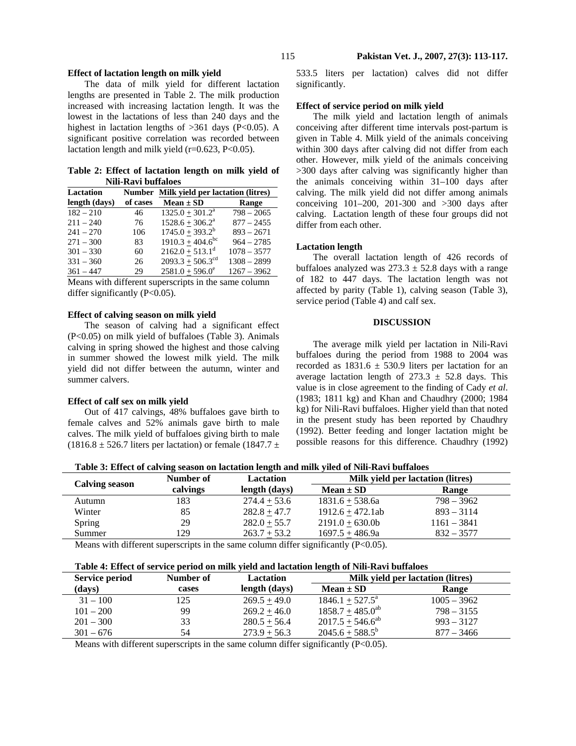### Effect of lactation length on milk yield

The data of milk yield for different lactation lengths are presented in Table 2. The milk production increased with increasing lactation length. It was the lowest in the lactations of less than 240 days and the highest in lactation lengths of >361 days (P<0.05). A significant positive correlation was recorded between lactation length and milk yield (r=0.623, P<0.05).

**Table 2: Effect of lactation length on milk yield of Nili-Ravi buffaloes**

| Lactation length (days) | Number of cases | Milk yield per lactation (litres) | |
|---|---|---|---|
| | | Mean ± SD | Range |
| 182 – 210 | 46 | 1325.0 ± 301.2[a] | 798 – 2065 |
| 211 – 240 | 76 | 1528.6 ± 306.2[a] | 877 – 2455 |
| 241 – 270 | 106 | 1745.0 ± 393.2[b] | 893 – 2671 |
| 271 – 300 | 83 | 1910.3 ± 404.6[bc] | 964 – 2785 |
| 301 – 330 | 60 | 2162.0 ± 513.1[d] | 1078 – 3577 |
| 331 – 360 | 26 | 2093.3 ± 506.3[cd] | 1308 – 2899 |
| 361 – 447 | 29 | 2581.0 ± 596.0[e] | 1267 – 3962 |

Means with different superscripts in the same column differ significantly (P<0.05).

### Effect of calving season on milk yield

The season of calving had a significant effect (P<0.05) on milk yield of buffaloes (Table 3). Animals calving in spring showed the highest and those calving in summer showed the lowest milk yield. The milk yield did not differ between the autumn, winter and summer calvers.

### Effect of calf sex on milk yield

Out of 417 calvings, 48% buffaloes gave birth to female calves and 52% animals gave birth to male calves. The milk yield of buffaloes giving birth to male (1816.8 ± 526.7 liters per lactation) or female (1847.7 ± 533.5 liters per lactation) calves did not differ significantly.

### Effect of service period on milk yield

The milk yield and lactation length of animals conceiving after different time intervals post-partum is given in Table 4. Milk yield of the animals conceiving within 300 days after calving did not differ from each other. However, milk yield of the animals conceiving >300 days after calving was significantly higher than the animals conceiving within 31–100 days after calving. The milk yield did not differ among animals conceiving 101–200, 201-300 and >300 days after calving. Lactation length of these four groups did not differ from each other.

### Lactation length

The overall lactation length of 426 records of buffaloes analyzed was 273.3 ± 52.8 days with a range of 182 to 447 days. The lactation length was not affected by parity (Table 1), calving season (Table 3), service period (Table 4) and calf sex.

## DISCUSSION

The average milk yield per lactation in Nili-Ravi buffaloes during the period from 1988 to 2004 was recorded as 1831.6 ± 530.9 liters per lactation for an average lactation length of 273.3 ± 52.8 days. This value is in close agreement to the finding of Cady *et al*. (1983; 1811 kg) and Khan and Chaudhry (2000; 1984 kg) for Nili-Ravi buffaloes. Higher yield than that noted in the present study has been reported by Chaudhry (1992). Better feeding and longer lactation might be possible reasons for this difference. Chaudhry (1992)

**Table 3: Effect of calving season on lactation length and milk yiled of Nili-Ravi buffaloes**

| Calving season | Number of calvings | Lactation length (days) | Milk yield per lactation (litres) | |
|---|---|---|---|---|
| | | | Mean ± SD | Range |
| Autumn | 183 | 274.4 ± 53.6 | 1831.6 ± 538.6a | 798 – 3962 |
| Winter | 85 | 282.8 ± 47.7 | 1912.6 ± 472.1ab | 893 – 3114 |
| Spring | 29 | 282.0 ± 55.7 | 2191.0 ± 630.0b | 1161 – 3841 |
| Summer | 129 | 263.7 ± 53.2 | 1697.5 ± 486.9a | 832 – 3577 |

Means with different superscripts in the same column differ significantly (P<0.05).

**Table 4: Effect of service period on milk yield and lactation length of Nili-Ravi buffaloes**

| Service period (days) | Number of cases | Lactation length (days) | Milk yield per lactation (litres) | |
|---|---|---|---|---|
| | | | Mean ± SD | Range |
| 31 – 100 | 125 | 269.5 ± 49.0 | 1846.1 ± 527.5[a] | 1005 – 3962 |
| 101 – 200 | 99 | 269.2 ± 46.0 | 1858.7 ± 485.0[ab] | 798 – 3155 |
| 201 – 300 | 33 | 280.5 ± 56.4 | 2017.5 ± 546.6[ab] | 993 – 3127 |
| 301 – 676 | 54 | 273.9 ± 56.3 | 2045.6 ± 588.5[b] | 877 – 3466 |

Means with different superscripts in the same column differ significantly (P<0.05).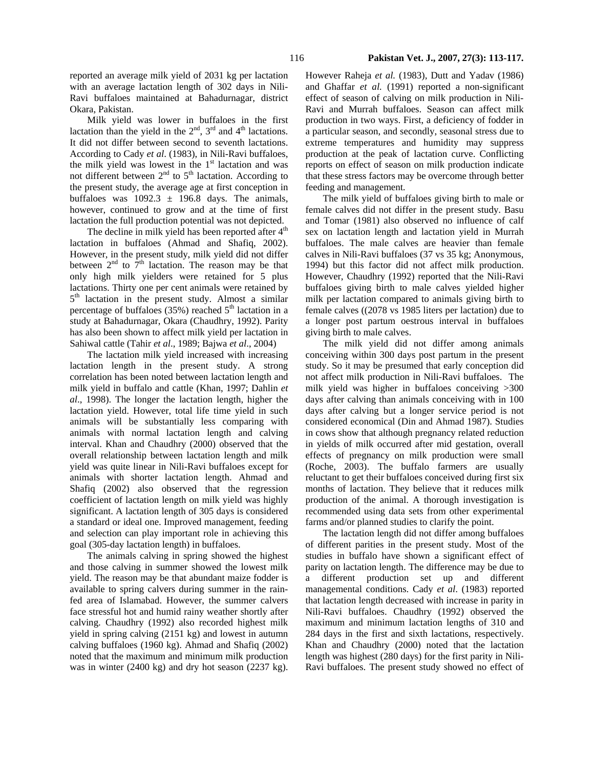reported an average milk yield of 2031 kg per lactation with an average lactation length of 302 days in Nili-Ravi buffaloes maintained at Bahadurnagar, district Okara, Pakistan.

Milk yield was lower in buffaloes in the first lactation than the yield in the 2nd, 3rd and 4th lactations. It did not differ between second to seventh lactations. According to Cady *et al*. (1983), in Nili-Ravi buffaloes, the milk yield was lowest in the 1st lactation and was not different between 2nd to 5th lactation. According to the present study, the average age at first conception in buffaloes was $1092.3 \pm 196.8$ days. The animals, however, continued to grow and at the time of first lactation the full production potential was not depicted.

The decline in milk yield has been reported after 4th lactation in buffaloes (Ahmad and Shafiq, 2002). However, in the present study, milk yield did not differ between 2nd to 7th lactation. The reason may be that only high milk yielders were retained for 5 plus lactations. Thirty one per cent animals were retained by 5th lactation in the present study. Almost a similar percentage of buffaloes (35%) reached 5th lactation in a study at Bahadurnagar, Okara (Chaudhry, 1992). Parity has also been shown to affect milk yield per lactation in Sahiwal cattle (Tahir *et al*., 1989; Bajwa *et al*., 2004)

The lactation milk yield increased with increasing lactation length in the present study. A strong correlation has been noted between lactation length and milk yield in buffalo and cattle (Khan, 1997; Dahlin *et al*., 1998). The longer the lactation length, higher the lactation yield. However, total life time yield in such animals will be substantially less comparing with animals with normal lactation length and calving interval. Khan and Chaudhry (2000) observed that the overall relationship between lactation length and milk yield was quite linear in Nili-Ravi buffaloes except for animals with shorter lactation length. Ahmad and Shafiq (2002) also observed that the regression coefficient of lactation length on milk yield was highly significant. A lactation length of 305 days is considered a standard or ideal one. Improved management, feeding and selection can play important role in achieving this goal (305-day lactation length) in buffaloes.

The animals calving in spring showed the highest and those calving in summer showed the lowest milk yield. The reason may be that abundant maize fodder is available to spring calvers during summer in the rain-fed area of Islamabad. However, the summer calvers face stressful hot and humid rainy weather shortly after calving. Chaudhry (1992) also recorded highest milk yield in spring calving (2151 kg) and lowest in autumn calving buffaloes (1960 kg). Ahmad and Shafiq (2002) noted that the maximum and minimum milk production was in winter (2400 kg) and dry hot season (2237 kg). However Raheja *et al.* (1983), Dutt and Yadav (1986) and Ghaffar *et al.* (1991) reported a non-significant effect of season of calving on milk production in Nili-Ravi and Murrah buffaloes. Season can affect milk production in two ways. First, a deficiency of fodder in a particular season, and secondly, seasonal stress due to extreme temperatures and humidity may suppress production at the peak of lactation curve. Conflicting reports on effect of season on milk production indicate that these stress factors may be overcome through better feeding and management.

The milk yield of buffaloes giving birth to male or female calves did not differ in the present study. Basu and Tomar (1981) also observed no influence of calf sex on lactation length and lactation yield in Murrah buffaloes. The male calves are heavier than female calves in Nili-Ravi buffaloes (37 vs 35 kg; Anonymous, 1994) but this factor did not affect milk production. However, Chaudhry (1992) reported that the Nili-Ravi buffaloes giving birth to male calves yielded higher milk per lactation compared to animals giving birth to female calves ((2078 vs 1985 liters per lactation) due to a longer post partum oestrous interval in buffaloes giving birth to male calves.

The milk yield did not differ among animals conceiving within 300 days post partum in the present study. So it may be presumed that early conception did not affect milk production in Nili-Ravi buffaloes. The milk yield was higher in buffaloes conceiving >300 days after calving than animals conceiving with in 100 days after calving but a longer service period is not considered economical (Din and Ahmad 1987). Studies in cows show that although pregnancy related reduction in yields of milk occurred after mid gestation, overall effects of pregnancy on milk production were small (Roche, 2003). The buffalo farmers are usually reluctant to get their buffaloes conceived during first six months of lactation. They believe that it reduces milk production of the animal. A thorough investigation is recommended using data sets from other experimental farms and/or planned studies to clarify the point.

The lactation length did not differ among buffaloes of different parities in the present study. Most of the studies in buffalo have shown a significant effect of parity on lactation length. The difference may be due to a different production set up and different managemental conditions. Cady *et al*. (1983) reported that lactation length decreased with increase in parity in Nili-Ravi buffaloes. Chaudhry (1992) observed the maximum and minimum lactation lengths of 310 and 284 days in the first and sixth lactations, respectively. Khan and Chaudhry (2000) noted that the lactation length was highest (280 days) for the first parity in Nili-Ravi buffaloes. The present study showed no effect of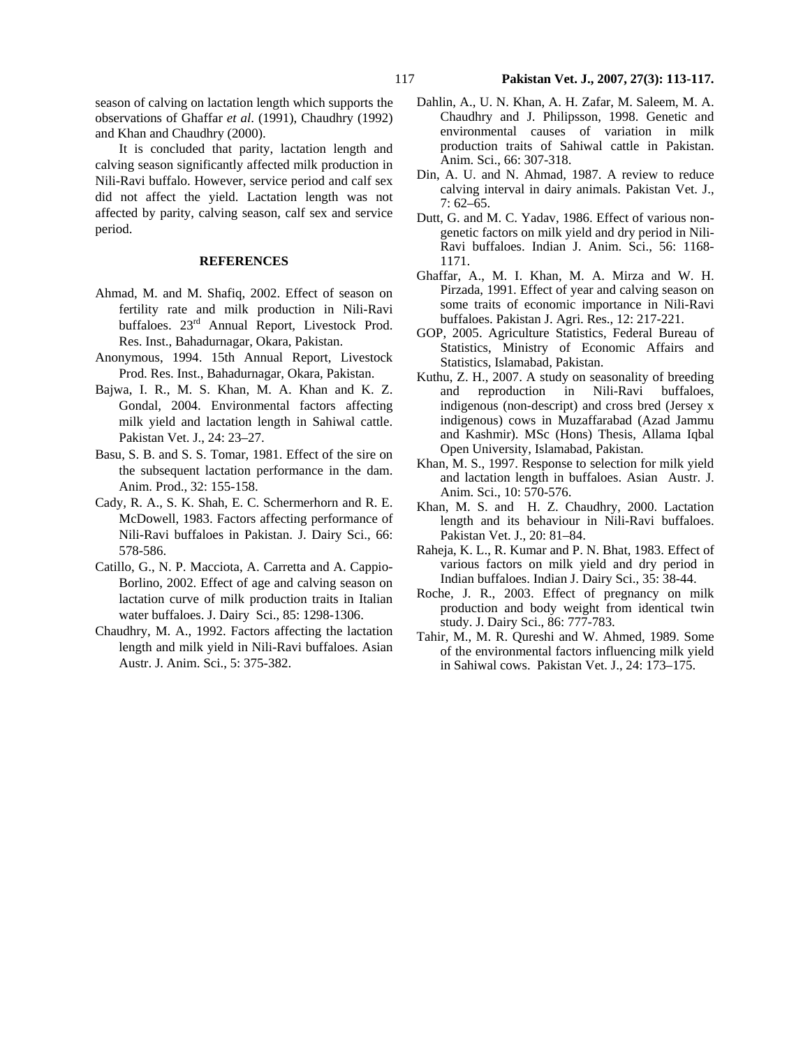season of calving on lactation length which supports the observations of Ghaffar *et al*. (1991), Chaudhry (1992) and Khan and Chaudhry (2000).

It is concluded that parity, lactation length and calving season significantly affected milk production in Nili-Ravi buffalo. However, service period and calf sex did not affect the yield. Lactation length was not affected by parity, calving season, calf sex and service period.

## REFERENCES

Ahmad, M. and M. Shafiq, 2002. Effect of season on fertility rate and milk production in Nili-Ravi buffaloes. 23rd Annual Report, Livestock Prod. Res. Inst., Bahadurnagar, Okara, Pakistan.

Anonymous, 1994. 15th Annual Report, Livestock Prod. Res. Inst., Bahadurnagar, Okara, Pakistan.

Bajwa, I. R., M. S. Khan, M. A. Khan and K. Z. Gondal, 2004. Environmental factors affecting milk yield and lactation length in Sahiwal cattle. Pakistan Vet. J., 24: 23–27.

Basu, S. B. and S. S. Tomar, 1981. Effect of the sire on the subsequent lactation performance in the dam. Anim. Prod., 32: 155-158.

Cady, R. A., S. K. Shah, E. C. Schermerhorn and R. E. McDowell, 1983. Factors affecting performance of Nili-Ravi buffaloes in Pakistan. J. Dairy Sci., 66: 578-586.

Catillo, G., N. P. Macciota, A. Carretta and A. Cappio-Borlino, 2002. Effect of age and calving season on lactation curve of milk production traits in Italian water buffaloes. J. Dairy Sci., 85: 1298-1306.

Chaudhry, M. A., 1992. Factors affecting the lactation length and milk yield in Nili-Ravi buffaloes. Asian Austr. J. Anim. Sci., 5: 375-382.

Dahlin, A., U. N. Khan, A. H. Zafar, M. Saleem, M. A. Chaudhry and J. Philipsson, 1998. Genetic and environmental causes of variation in milk production traits of Sahiwal cattle in Pakistan. Anim. Sci., 66: 307-318.

Din, A. U. and N. Ahmad, 1987. A review to reduce calving interval in dairy animals. Pakistan Vet. J., 7: 62–65.

Dutt, G. and M. C. Yadav, 1986. Effect of various non-genetic factors on milk yield and dry period in Nili-Ravi buffaloes. Indian J. Anim. Sci., 56: 1168-1171.

Ghaffar, A., M. I. Khan, M. A. Mirza and W. H. Pirzada, 1991. Effect of year and calving season on some traits of economic importance in Nili-Ravi buffaloes. Pakistan J. Agri. Res., 12: 217-221.

GOP, 2005. Agriculture Statistics, Federal Bureau of Statistics, Ministry of Economic Affairs and Statistics, Islamabad, Pakistan.

Kuthu, Z. H., 2007. A study on seasonality of breeding and reproduction in Nili-Ravi buffaloes, indigenous (non-descript) and cross bred (Jersey x indigenous) cows in Muzaffarabad (Azad Jammu and Kashmir). MSc (Hons) Thesis, Allama Iqbal Open University, Islamabad, Pakistan.

Khan, M. S., 1997. Response to selection for milk yield and lactation length in buffaloes. Asian Austr. J. Anim. Sci., 10: 570-576.

Khan, M. S. and H. Z. Chaudhry, 2000. Lactation length and its behaviour in Nili-Ravi buffaloes. Pakistan Vet. J., 20: 81–84.

Raheja, K. L., R. Kumar and P. N. Bhat, 1983. Effect of various factors on milk yield and dry period in Indian buffaloes. Indian J. Dairy Sci., 35: 38-44.

Roche, J. R., 2003. Effect of pregnancy on milk production and body weight from identical twin study. J. Dairy Sci., 86: 777-783.

Tahir, M., M. R. Qureshi and W. Ahmed, 1989. Some of the environmental factors influencing milk yield in Sahiwal cows. Pakistan Vet. J., 24: 173–175.